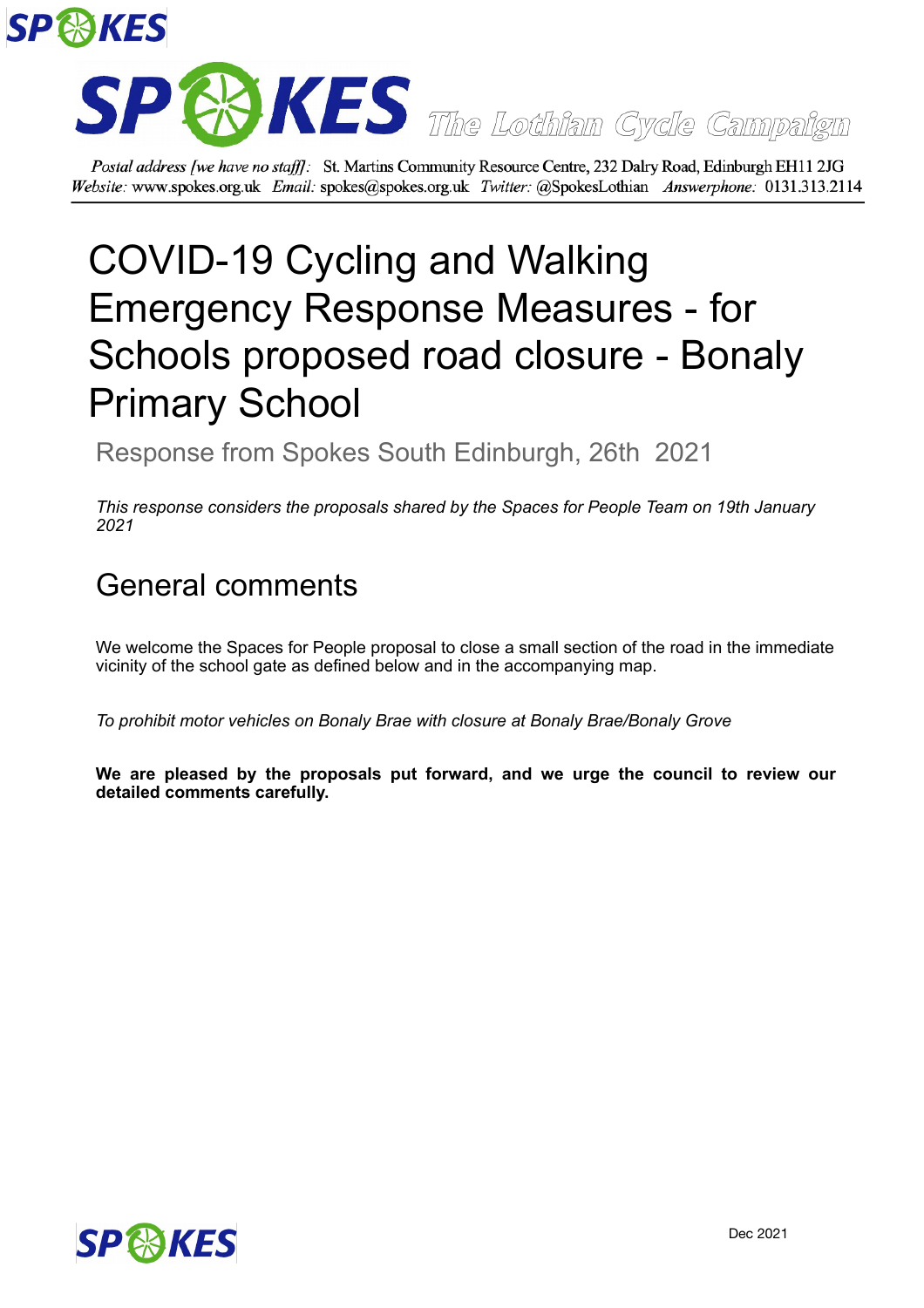# SPOKES The Lothian Cycle Campaign

*Postal address [we have no staff]:* St. Martins Community Resource Centre, 232 Dalry Road, Edinburgh EH11 2JG
*Website:* www.spokes.org.uk *Email:* spokes@spokes.org.uk *Twitter:* @SpokesLothian *Answerphone:* 0131.313.2114

# COVID-19 Cycling and Walking Emergency Response Measures - for Schools proposed road closure - Bonaly Primary School

Response from Spokes South Edinburgh, 26th 2021

*This response considers the proposals shared by the Spaces for People Team on 19th January 2021*

## General comments

We welcome the Spaces for People proposal to close a small section of the road in the immediate vicinity of the school gate as defined below and in the accompanying map.

*To prohibit motor vehicles on Bonaly Brae with closure at Bonaly Brae/Bonaly Grove*

**We are pleased by the proposals put forward, and we urge the council to review our detailed comments carefully.**

Dec 2021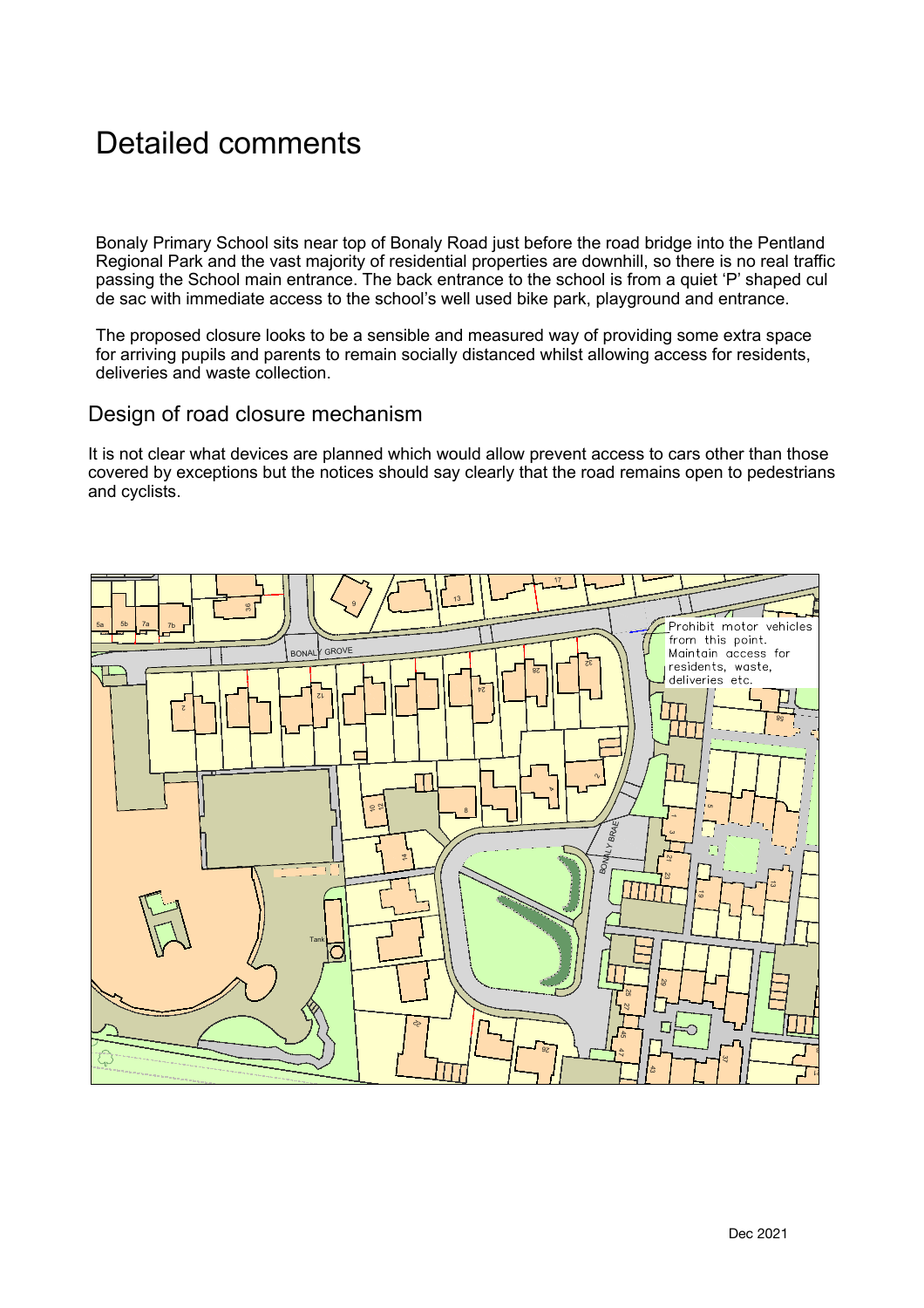# Detailed comments

Bonaly Primary School sits near top of Bonaly Road just before the road bridge into the Pentland Regional Park and the vast majority of residential properties are downhill, so there is no real traffic passing the School main entrance. The back entrance to the school is from a quiet 'P' shaped cul de sac with immediate access to the school's well used bike park, playground and entrance.

The proposed closure looks to be a sensible and measured way of providing some extra space for arriving pupils and parents to remain socially distanced whilst allowing access for residents, deliveries and waste collection.

## Design of road closure mechanism

It is not clear what devices are planned which would allow prevent access to cars other than those covered by exceptions but the notices should say clearly that the road remains open to pedestrians and cyclists.

BONALY GROVE

BONALY BRAE

Prohibit motor vehicles from this point. Maintain access for residents, waste, deliveries etc.